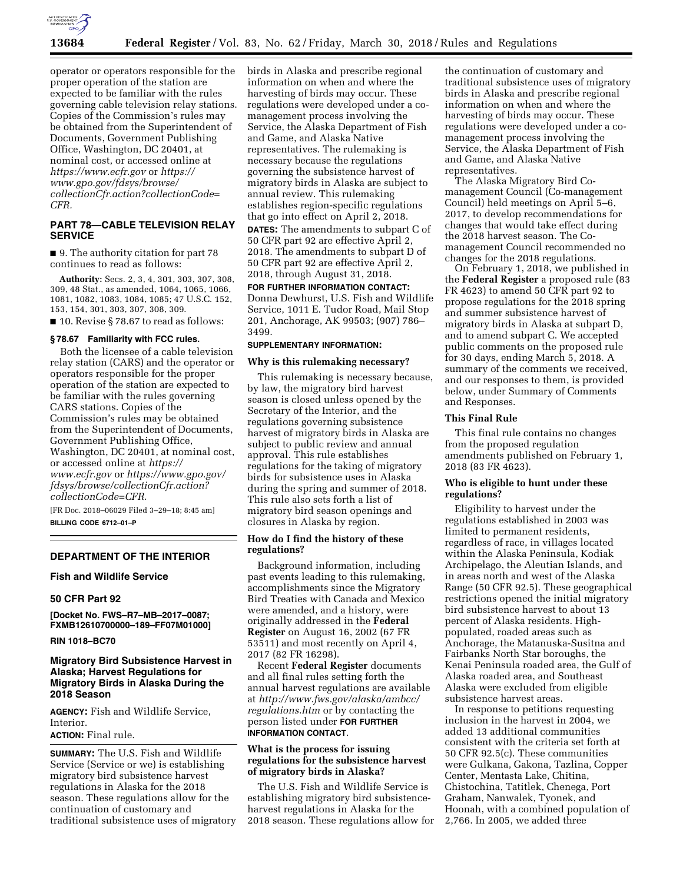operator or operators responsible for the proper operation of the station are expected to be familiar with the rules governing cable television relay stations. Copies of the Commission's rules may be obtained from the Superintendent of Documents, Government Publishing Office, Washington, DC 20401, at nominal cost, or accessed online at *https://www.ecfr.gov* or *https://www.gpo.gov/fdsys/browse/collectionCfr.action?collectionCode=CFR.*

## PART 78—CABLE TELEVISION RELAY SERVICE

■ 9. The authority citation for part 78 continues to read as follows:

**Authority:** Secs. 2, 3, 4, 301, 303, 307, 308, 309, 48 Stat., as amended, 1064, 1065, 1066, 1081, 1082, 1083, 1084, 1085; 47 U.S.C. 152, 153, 154, 301, 303, 307, 308, 309.

■ 10. Revise § 78.67 to read as follows:

**§ 78.67 Familiarity with FCC rules.**

Both the licensee of a cable television relay station (CARS) and the operator or operators responsible for the proper operation of the station are expected to be familiar with the rules governing CARS stations. Copies of the Commission's rules may be obtained from the Superintendent of Documents, Government Publishing Office, Washington, DC 20401, at nominal cost, or accessed online at *https://www.ecfr.gov* or *https://www.gpo.gov/fdsys/browse/collectionCfr.action?collectionCode=CFR.*

[FR Doc. 2018–06029 Filed 3–29–18; 8:45 am]

**BILLING CODE 6712–01–P**

## DEPARTMENT OF THE INTERIOR

### Fish and Wildlife Service

### 50 CFR Part 92

**[Docket No. FWS–R7–MB–2017–0087; FXMB12610700000–189–FF07M01000]**

**RIN 1018–BC70**

### Migratory Bird Subsistence Harvest in Alaska; Harvest Regulations for Migratory Birds in Alaska During the 2018 Season

**AGENCY:** Fish and Wildlife Service, Interior.

**ACTION:** Final rule.

**SUMMARY:** The U.S. Fish and Wildlife Service (Service or we) is establishing migratory bird subsistence harvest regulations in Alaska for the 2018 season. These regulations allow for the continuation of customary and traditional subsistence uses of migratory birds in Alaska and prescribe regional information on when and where the harvesting of birds may occur. These regulations were developed under a co-management process involving the Service, the Alaska Department of Fish and Game, and Alaska Native representatives. The rulemaking is necessary because the regulations governing the subsistence harvest of migratory birds in Alaska are subject to annual review. This rulemaking establishes region-specific regulations that go into effect on April 2, 2018.

**DATES:** The amendments to subpart C of 50 CFR part 92 are effective April 2, 2018. The amendments to subpart D of 50 CFR part 92 are effective April 2, 2018, through August 31, 2018.

**FOR FURTHER INFORMATION CONTACT:** Donna Dewhurst, U.S. Fish and Wildlife Service, 1011 E. Tudor Road, Mail Stop 201, Anchorage, AK 99503; (907) 786–3499.

**SUPPLEMENTARY INFORMATION:**

#### Why is this rulemaking necessary?

This rulemaking is necessary because, by law, the migratory bird harvest season is closed unless opened by the Secretary of the Interior, and the regulations governing subsistence harvest of migratory birds in Alaska are subject to public review and annual approval. This rule establishes regulations for the taking of migratory birds for subsistence uses in Alaska during the spring and summer of 2018. This rule also sets forth a list of migratory bird season openings and closures in Alaska by region.

#### How do I find the history of these regulations?

Background information, including past events leading to this rulemaking, accomplishments since the Migratory Bird Treaties with Canada and Mexico were amended, and a history, were originally addressed in the **Federal Register** on August 16, 2002 (67 FR 53511) and most recently on April 4, 2017 (82 FR 16298).

Recent **Federal Register** documents and all final rules setting forth the annual harvest regulations are available at *http://www.fws.gov/alaska/ambcc/regulations.htm* or by contacting the person listed under **FOR FURTHER INFORMATION CONTACT**.

#### What is the process for issuing regulations for the subsistence harvest of migratory birds in Alaska?

The U.S. Fish and Wildlife Service is establishing migratory bird subsistence-harvest regulations in Alaska for the 2018 season. These regulations allow for the continuation of customary and traditional subsistence uses of migratory birds in Alaska and prescribe regional information on when and where the harvesting of birds may occur. These regulations were developed under a co-management process involving the Service, the Alaska Department of Fish and Game, and Alaska Native representatives.

The Alaska Migratory Bird Co-management Council (Co-management Council) held meetings on April 5–6, 2017, to develop recommendations for changes that would take effect during the 2018 harvest season. The Co-management Council recommended no changes for the 2018 regulations.

On February 1, 2018, we published in the **Federal Register** a proposed rule (83 FR 4623) to amend 50 CFR part 92 to propose regulations for the 2018 spring and summer subsistence harvest of migratory birds in Alaska at subpart D, and to amend subpart C. We accepted public comments on the proposed rule for 30 days, ending March 5, 2018. A summary of the comments we received, and our responses to them, is provided below, under Summary of Comments and Responses.

#### This Final Rule

This final rule contains no changes from the proposed regulation amendments published on February 1, 2018 (83 FR 4623).

#### Who is eligible to hunt under these regulations?

Eligibility to harvest under the regulations established in 2003 was limited to permanent residents, regardless of race, in villages located within the Alaska Peninsula, Kodiak Archipelago, the Aleutian Islands, and in areas north and west of the Alaska Range (50 CFR 92.5). These geographical restrictions opened the initial migratory bird subsistence harvest to about 13 percent of Alaska residents. High-populated, roaded areas such as Anchorage, the Matanuska-Susitna and Fairbanks North Star boroughs, the Kenai Peninsula roaded area, the Gulf of Alaska roaded area, and Southeast Alaska were excluded from eligible subsistence harvest areas.

In response to petitions requesting inclusion in the harvest in 2004, we added 13 additional communities consistent with the criteria set forth at 50 CFR 92.5(c). These communities were Gulkana, Gakona, Tazlina, Copper Center, Mentasta Lake, Chitina, Chistochina, Tatitlek, Chenega, Port Graham, Nanwalek, Tyonek, and Hoonah, with a combined population of 2,766. In 2005, we added three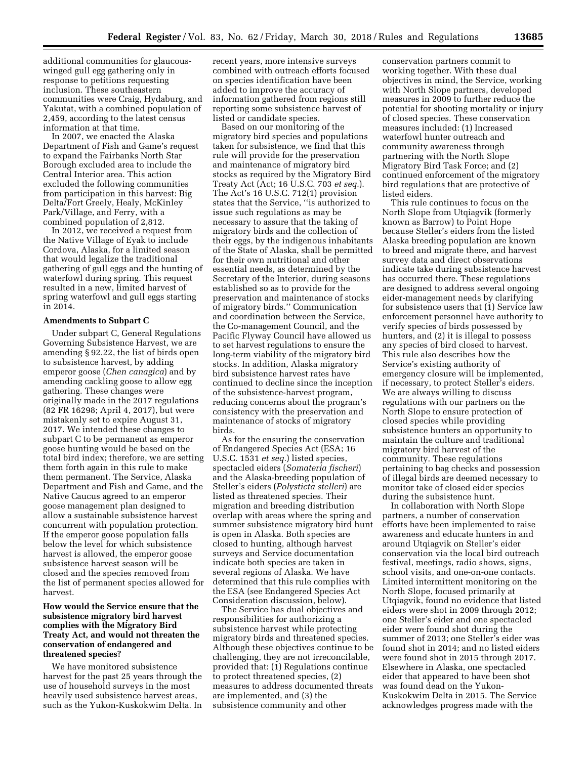additional communities for glaucous-winged gull egg gathering only in response to petitions requesting inclusion. These southeastern communities were Craig, Hydaburg, and Yakutat, with a combined population of 2,459, according to the latest census information at that time.

In 2007, we enacted the Alaska Department of Fish and Game's request to expand the Fairbanks North Star Borough excluded area to include the Central Interior area. This action excluded the following communities from participation in this harvest: Big Delta/Fort Greely, Healy, McKinley Park/Village, and Ferry, with a combined population of 2,812.

In 2012, we received a request from the Native Village of Eyak to include Cordova, Alaska, for a limited season that would legalize the traditional gathering of gull eggs and the hunting of waterfowl during spring. This request resulted in a new, limited harvest of spring waterfowl and gull eggs starting in 2014.

**Amendments to Subpart C**

Under subpart C, General Regulations Governing Subsistence Harvest, we are amending § 92.22, the list of birds open to subsistence harvest, by adding emperor goose (*Chen canagica*) and by amending cackling goose to allow egg gathering. These changes were originally made in the 2017 regulations (82 FR 16298; April 4, 2017), but were mistakenly set to expire August 31, 2017. We intended these changes to subpart C to be permanent as emperor goose hunting would be based on the total bird index; therefore, we are setting them forth again in this rule to make them permanent. The Service, Alaska Department and Fish and Game, and the Native Caucus agreed to an emperor goose management plan designed to allow a sustainable subsistence harvest concurrent with population protection. If the emperor goose population falls below the level for which subsistence harvest is allowed, the emperor goose subsistence harvest season will be closed and the species removed from the list of permanent species allowed for harvest.

**How would the Service ensure that the subsistence migratory bird harvest complies with the Migratory Bird Treaty Act, and would not threaten the conservation of endangered and threatened species?**

We have monitored subsistence harvest for the past 25 years through the use of household surveys in the most heavily used subsistence harvest areas, such as the Yukon-Kuskokwim Delta. In recent years, more intensive surveys combined with outreach efforts focused on species identification have been added to improve the accuracy of information gathered from regions still reporting some subsistence harvest of listed or candidate species.

Based on our monitoring of the migratory bird species and populations taken for subsistence, we find that this rule will provide for the preservation and maintenance of migratory bird stocks as required by the Migratory Bird Treaty Act (Act; 16 U.S.C. 703 *et seq.*). The Act's 16 U.S.C. 712(1) provision states that the Service, "is authorized to issue such regulations as may be necessary to assure that the taking of migratory birds and the collection of their eggs, by the indigenous inhabitants of the State of Alaska, shall be permitted for their own nutritional and other essential needs, as determined by the Secretary of the Interior, during seasons established so as to provide for the preservation and maintenance of stocks of migratory birds." Communication and coordination between the Service, the Co-management Council, and the Pacific Flyway Council have allowed us to set harvest regulations to ensure the long-term viability of the migratory bird stocks. In addition, Alaska migratory bird subsistence harvest rates have continued to decline since the inception of the subsistence-harvest program, reducing concerns about the program's consistency with the preservation and maintenance of stocks of migratory birds.

As for the ensuring the conservation of Endangered Species Act (ESA; 16 U.S.C. 1531 *et seq.*) listed species, spectacled eiders (*Somateria fischeri*) and the Alaska-breeding population of Steller's eiders (*Polysticta stelleri*) are listed as threatened species. Their migration and breeding distribution overlap with areas where the spring and summer subsistence migratory bird hunt is open in Alaska. Both species are closed to hunting, although harvest surveys and Service documentation indicate both species are taken in several regions of Alaska. We have determined that this rule complies with the ESA (see Endangered Species Act Consideration discussion, below).

The Service has dual objectives and responsibilities for authorizing a subsistence harvest while protecting migratory birds and threatened species. Although these objectives continue to be challenging, they are not irreconcilable, provided that: (1) Regulations continue to protect threatened species, (2) measures to address documented threats are implemented, and (3) the subsistence community and other conservation partners commit to working together. With these dual objectives in mind, the Service, working with North Slope partners, developed measures in 2009 to further reduce the potential for shooting mortality or injury of closed species. These conservation measures included: (1) Increased waterfowl hunter outreach and community awareness through partnering with the North Slope Migratory Bird Task Force; and (2) continued enforcement of the migratory bird regulations that are protective of listed eiders.

This rule continues to focus on the North Slope from Utqiagvik (formerly known as Barrow) to Point Hope because Steller's eiders from the listed Alaska breeding population are known to breed and migrate there, and harvest survey data and direct observations indicate take during subsistence harvest has occurred there. These regulations are designed to address several ongoing eider-management needs by clarifying for subsistence users that (1) Service law enforcement personnel have authority to verify species of birds possessed by hunters, and (2) it is illegal to possess any species of bird closed to harvest. This rule also describes how the Service's existing authority of emergency closure will be implemented, if necessary, to protect Steller's eiders. We are always willing to discuss regulations with our partners on the North Slope to ensure protection of closed species while providing subsistence hunters an opportunity to maintain the culture and traditional migratory bird harvest of the community. These regulations pertaining to bag checks and possession of illegal birds are deemed necessary to monitor take of closed eider species during the subsistence hunt.

In collaboration with North Slope partners, a number of conservation efforts have been implemented to raise awareness and educate hunters in and around Utqiagvik on Steller's eider conservation via the local bird outreach festival, meetings, radio shows, signs, school visits, and one-on-one contacts. Limited intermittent monitoring on the North Slope, focused primarily at Utqiagvik, found no evidence that listed eiders were shot in 2009 through 2012; one Steller's eider and one spectacled eider were found shot during the summer of 2013; one Steller's eider was found shot in 2014; and no listed eiders were found shot in 2015 through 2017. Elsewhere in Alaska, one spectacled eider that appeared to have been shot was found dead on the Yukon-Kuskokwim Delta in 2015. The Service acknowledges progress made with the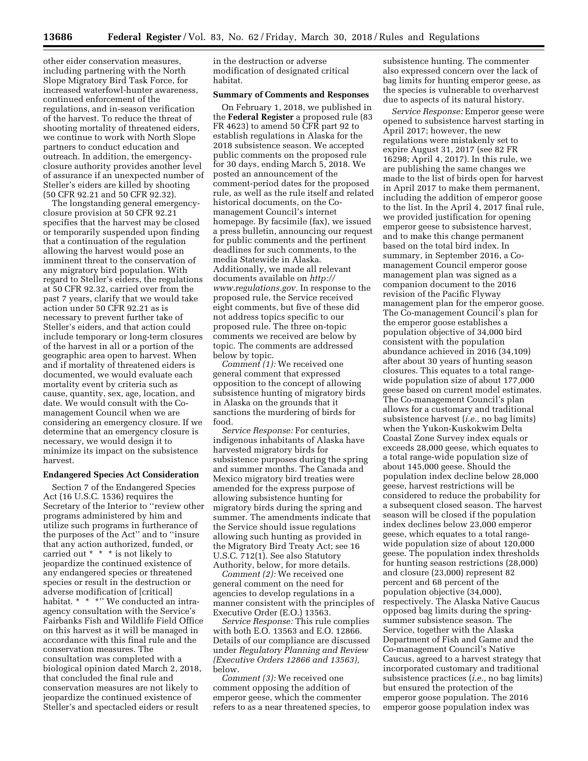other eider conservation measures, including partnering with the North Slope Migratory Bird Task Force, for increased waterfowl-hunter awareness, continued enforcement of the regulations, and in-season verification of the harvest. To reduce the threat of shooting mortality of threatened eiders, we continue to work with North Slope partners to conduct education and outreach. In addition, the emergency-closure authority provides another level of assurance if an unexpected number of Steller's eiders are killed by shooting (50 CFR 92.21 and 50 CFR 92.32).

The longstanding general emergency-closure provision at 50 CFR 92.21 specifies that the harvest may be closed or temporarily suspended upon finding that a continuation of the regulation allowing the harvest would pose an imminent threat to the conservation of any migratory bird population. With regard to Steller's eiders, the regulations at 50 CFR 92.32, carried over from the past 7 years, clarify that we would take action under 50 CFR 92.21 as is necessary to prevent further take of Steller's eiders, and that action could include temporary or long-term closures of the harvest in all or a portion of the geographic area open to harvest. When and if mortality of threatened eiders is documented, we would evaluate each mortality event by criteria such as cause, quantity, sex, age, location, and date. We would consult with the Co-management Council when we are considering an emergency closure. If we determine that an emergency closure is necessary, we would design it to minimize its impact on the subsistence harvest.

## Endangered Species Act Consideration

Section 7 of the Endangered Species Act (16 U.S.C. 1536) requires the Secretary of the Interior to "review other programs administered by him and utilize such programs in furtherance of the purposes of the Act" and to "insure that any action authorized, funded, or carried out * * * is not likely to jeopardize the continued existence of any endangered species or threatened species or result in the destruction or adverse modification of [critical] habitat. * * *" We conducted an intra-agency consultation with the Service's Fairbanks Fish and Wildlife Field Office on this harvest as it will be managed in accordance with this final rule and the conservation measures. The consultation was completed with a biological opinion dated March 2, 2018, that concluded the final rule and conservation measures are not likely to jeopardize the continued existence of Steller's and spectacled eiders or result in the destruction or adverse modification of designated critical habitat.

## Summary of Comments and Responses

On February 1, 2018, we published in the **Federal Register** a proposed rule (83 FR 4623) to amend 50 CFR part 92 to establish regulations in Alaska for the 2018 subsistence season. We accepted public comments on the proposed rule for 30 days, ending March 5, 2018. We posted an announcement of the comment-period dates for the proposed rule, as well as the rule itself and related historical documents, on the Co-management Council's internet homepage. By facsimile (fax), we issued a press bulletin, announcing our request for public comments and the pertinent deadlines for such comments, to the media Statewide in Alaska. Additionally, we made all relevant documents available on *http://www.regulations.gov.* In response to the proposed rule, the Service received eight comments, but five of these did not address topics specific to our proposed rule. The three on-topic comments we received are below by topic. The comments are addressed below by topic.

*Comment (1):* We received one general comment that expressed opposition to the concept of allowing subsistence hunting of migratory birds in Alaska on the grounds that it sanctions the murdering of birds for food.

*Service Response:* For centuries, indigenous inhabitants of Alaska have harvested migratory birds for subsistence purposes during the spring and summer months. The Canada and Mexico migratory bird treaties were amended for the express purpose of allowing subsistence hunting for migratory birds during the spring and summer. The amendments indicate that the Service should issue regulations allowing such hunting as provided in the Migratory Bird Treaty Act; see 16 U.S.C. 712(1). See also Statutory Authority, below, for more details.

*Comment (2):* We received one general comment on the need for agencies to develop regulations in a manner consistent with the principles of Executive Order (E.O.) 13563.

*Service Response:* This rule complies with both E.O. 13563 and E.O. 12866. Details of our compliance are discussed under *Regulatory Planning and Review (Executive Orders 12866 and 13563),* below.

*Comment (3):* We received one comment opposing the addition of emperor geese, which the commenter refers to as a near threatened species, to subsistence hunting. The commenter also expressed concern over the lack of bag limits for hunting emperor geese, as the species is vulnerable to overharvest due to aspects of its natural history.

*Service Response:* Emperor geese were opened to subsistence harvest starting in April 2017; however, the new regulations were mistakenly set to expire August 31, 2017 (see 82 FR 16298; April 4, 2017). In this rule, we are publishing the same changes we made to the list of birds open for harvest in April 2017 to make them permanent, including the addition of emperor goose to the list. In the April 4, 2017 final rule, we provided justification for opening emperor geese to subsistence harvest, and to make this change permanent based on the total bird index. In summary, in September 2016, a Co-management Council emperor goose management plan was signed as a companion document to the 2016 revision of the Pacific Flyway management plan for the emperor goose. The Co-management Council's plan for the emperor goose establishes a population objective of 34,000 bird consistent with the population abundance achieved in 2016 (34,109) after about 30 years of hunting season closures. This equates to a total range-wide population size of about 177,000 geese based on current model estimates. The Co-management Council's plan allows for a customary and traditional subsistence harvest (*i.e.,* no bag limits) when the Yukon-Kuskokwim Delta Coastal Zone Survey index equals or exceeds 28,000 geese, which equates to a total range-wide population size of about 145,000 geese. Should the population index decline below 28,000 geese, harvest restrictions will be considered to reduce the probability for a subsequent closed season. The harvest season will be closed if the population index declines below 23,000 emperor geese, which equates to a total range-wide population size of about 120,000 geese. The population index thresholds for hunting season restrictions (28,000) and closure (23,000) represent 82 percent and 68 percent of the population objective (34,000), respectively. The Alaska Native Caucus opposed bag limits during the spring-summer subsistence season. The Service, together with the Alaska Department of Fish and Game and the Co-management Council's Native Caucus, agreed to a harvest strategy that incorporated customary and traditional subsistence practices (*i.e.,* no bag limits) but ensured the protection of the emperor goose population. The 2016 emperor goose population index was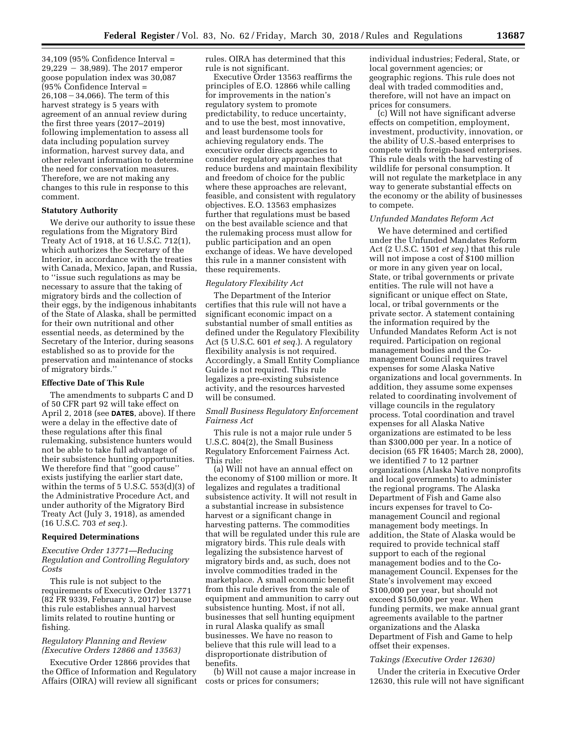34,109 (95% Confidence Interval = 29,229 − 38,989). The 2017 emperor goose population index was 30,087 (95% Confidence Interval = 26,108 − 34,066). The term of this harvest strategy is 5 years with agreement of an annual review during the first three years (2017–2019) following implementation to assess all data including population survey information, harvest survey data, and other relevant information to determine the need for conservation measures. Therefore, we are not making any changes to this rule in response to this comment.

## Statutory Authority

We derive our authority to issue these regulations from the Migratory Bird Treaty Act of 1918, at 16 U.S.C. 712(1), which authorizes the Secretary of the Interior, in accordance with the treaties with Canada, Mexico, Japan, and Russia, to ''issue such regulations as may be necessary to assure that the taking of migratory birds and the collection of their eggs, by the indigenous inhabitants of the State of Alaska, shall be permitted for their own nutritional and other essential needs, as determined by the Secretary of the Interior, during seasons established so as to provide for the preservation and maintenance of stocks of migratory birds.''

## Effective Date of This Rule

The amendments to subparts C and D of 50 CFR part 92 will take effect on April 2, 2018 (see **DATES**, above). If there were a delay in the effective date of these regulations after this final rulemaking, subsistence hunters would not be able to take full advantage of their subsistence hunting opportunities. We therefore find that ''good cause'' exists justifying the earlier start date, within the terms of 5 U.S.C. 553(d)(3) of the Administrative Procedure Act, and under authority of the Migratory Bird Treaty Act (July 3, 1918), as amended (16 U.S.C. 703 *et seq.*).

## Required Determinations

### *Executive Order 13771—Reducing Regulation and Controlling Regulatory Costs*

This rule is not subject to the requirements of Executive Order 13771 (82 FR 9339, February 3, 2017) because this rule establishes annual harvest limits related to routine hunting or fishing.

### *Regulatory Planning and Review (Executive Orders 12866 and 13563)*

Executive Order 12866 provides that the Office of Information and Regulatory Affairs (OIRA) will review all significant rules. OIRA has determined that this rule is not significant.

Executive Order 13563 reaffirms the principles of E.O. 12866 while calling for improvements in the nation's regulatory system to promote predictability, to reduce uncertainty, and to use the best, most innovative, and least burdensome tools for achieving regulatory ends. The executive order directs agencies to consider regulatory approaches that reduce burdens and maintain flexibility and freedom of choice for the public where these approaches are relevant, feasible, and consistent with regulatory objectives. E.O. 13563 emphasizes further that regulations must be based on the best available science and that the rulemaking process must allow for public participation and an open exchange of ideas. We have developed this rule in a manner consistent with these requirements.

### *Regulatory Flexibility Act*

The Department of the Interior certifies that this rule will not have a significant economic impact on a substantial number of small entities as defined under the Regulatory Flexibility Act (5 U.S.C. 601 *et seq.*). A regulatory flexibility analysis is not required. Accordingly, a Small Entity Compliance Guide is not required. This rule legalizes a pre-existing subsistence activity, and the resources harvested will be consumed.

### *Small Business Regulatory Enforcement Fairness Act*

This rule is not a major rule under 5 U.S.C. 804(2), the Small Business Regulatory Enforcement Fairness Act. This rule:

(a) Will not have an annual effect on the economy of $100 million or more. It legalizes and regulates a traditional subsistence activity. It will not result in a substantial increase in subsistence harvest or a significant change in harvesting patterns. The commodities that will be regulated under this rule are migratory birds. This rule deals with legalizing the subsistence harvest of migratory birds and, as such, does not involve commodities traded in the marketplace. A small economic benefit from this rule derives from the sale of equipment and ammunition to carry out subsistence hunting. Most, if not all, businesses that sell hunting equipment in rural Alaska qualify as small businesses. We have no reason to believe that this rule will lead to a disproportionate distribution of benefits.

(b) Will not cause a major increase in costs or prices for consumers; individual industries; Federal, State, or local government agencies; or geographic regions. This rule does not deal with traded commodities and, therefore, will not have an impact on prices for consumers.

(c) Will not have significant adverse effects on competition, employment, investment, productivity, innovation, or the ability of U.S.-based enterprises to compete with foreign-based enterprises. This rule deals with the harvesting of wildlife for personal consumption. It will not regulate the marketplace in any way to generate substantial effects on the economy or the ability of businesses to compete.

### *Unfunded Mandates Reform Act*

We have determined and certified under the Unfunded Mandates Reform Act (2 U.S.C. 1501 *et seq.*) that this rule will not impose a cost of $100 million or more in any given year on local, State, or tribal governments or private entities. The rule will not have a significant or unique effect on State, local, or tribal governments or the private sector. A statement containing the information required by the Unfunded Mandates Reform Act is not required. Participation on regional management bodies and the Co-management Council requires travel expenses for some Alaska Native organizations and local governments. In addition, they assume some expenses related to coordinating involvement of village councils in the regulatory process. Total coordination and travel expenses for all Alaska Native organizations are estimated to be less than $300,000 per year. In a notice of decision (65 FR 16405; March 28, 2000), we identified 7 to 12 partner organizations (Alaska Native nonprofits and local governments) to administer the regional programs. The Alaska Department of Fish and Game also incurs expenses for travel to Co-management Council and regional management body meetings. In addition, the State of Alaska would be required to provide technical staff support to each of the regional management bodies and to the Co-management Council. Expenses for the State's involvement may exceed $100,000 per year, but should not exceed $150,000 per year. When funding permits, we make annual grant agreements available to the partner organizations and the Alaska Department of Fish and Game to help offset their expenses.

### *Takings (Executive Order 12630)*

Under the criteria in Executive Order 12630, this rule will not have significant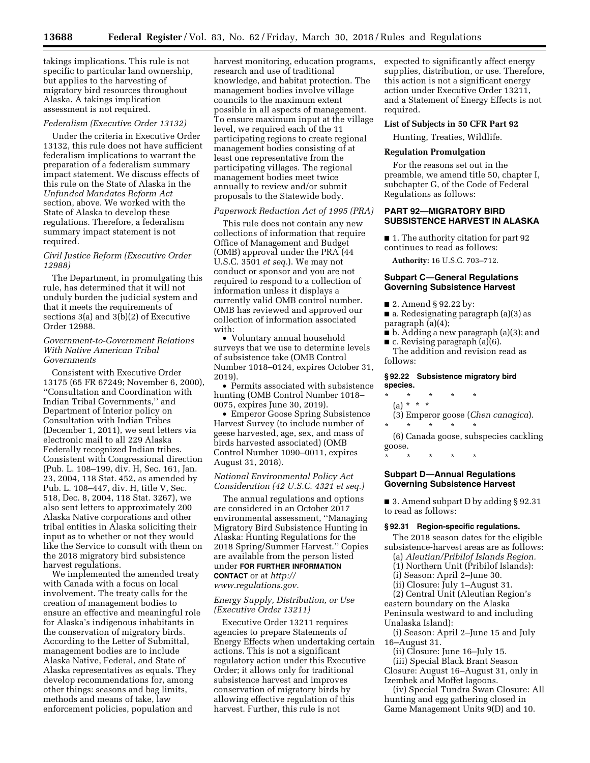takings implications. This rule is not specific to particular land ownership, but applies to the harvesting of migratory bird resources throughout Alaska. A takings implication assessment is not required.

*Federalism (Executive Order 13132)*

Under the criteria in Executive Order 13132, this rule does not have sufficient federalism implications to warrant the preparation of a federalism summary impact statement. We discuss effects of this rule on the State of Alaska in the *Unfunded Mandates Reform Act* section, above. We worked with the State of Alaska to develop these regulations. Therefore, a federalism summary impact statement is not required.

*Civil Justice Reform (Executive Order 12988)*

The Department, in promulgating this rule, has determined that it will not unduly burden the judicial system and that it meets the requirements of sections 3(a) and 3(b)(2) of Executive Order 12988.

*Government-to-Government Relations With Native American Tribal Governments*

Consistent with Executive Order 13175 (65 FR 67249; November 6, 2000), ''Consultation and Coordination with Indian Tribal Governments,'' and Department of Interior policy on Consultation with Indian Tribes (December 1, 2011), we sent letters via electronic mail to all 229 Alaska Federally recognized Indian tribes. Consistent with Congressional direction (Pub. L. 108–199, div. H, Sec. 161, Jan. 23, 2004, 118 Stat. 452, as amended by Pub. L. 108–447, div. H, title V, Sec. 518, Dec. 8, 2004, 118 Stat. 3267), we also sent letters to approximately 200 Alaska Native corporations and other tribal entities in Alaska soliciting their input as to whether or not they would like the Service to consult with them on the 2018 migratory bird subsistence harvest regulations.

We implemented the amended treaty with Canada with a focus on local involvement. The treaty calls for the creation of management bodies to ensure an effective and meaningful role for Alaska's indigenous inhabitants in the conservation of migratory birds. According to the Letter of Submittal, management bodies are to include Alaska Native, Federal, and State of Alaska representatives as equals. They develop recommendations for, among other things: seasons and bag limits, methods and means of take, law enforcement policies, population and harvest monitoring, education programs, research and use of traditional knowledge, and habitat protection. The management bodies involve village councils to the maximum extent possible in all aspects of management. To ensure maximum input at the village level, we required each of the 11 participating regions to create regional management bodies consisting of at least one representative from the participating villages. The regional management bodies meet twice annually to review and/or submit proposals to the Statewide body.

*Paperwork Reduction Act of 1995 (PRA)*

This rule does not contain any new collections of information that require Office of Management and Budget (OMB) approval under the PRA (44 U.S.C. 3501 *et seq.*). We may not conduct or sponsor and you are not required to respond to a collection of information unless it displays a currently valid OMB control number. OMB has reviewed and approved our collection of information associated with:

- Voluntary annual household surveys that we use to determine levels of subsistence take (OMB Control Number 1018–0124, expires October 31, 2019).
- Permits associated with subsistence hunting (OMB Control Number 1018–0075, expires June 30, 2019).
- Emperor Goose Spring Subsistence Harvest Survey (to include number of geese harvested, age, sex, and mass of birds harvested associated) (OMB Control Number 1090–0011, expires August 31, 2018).

*National Environmental Policy Act Consideration (42 U.S.C. 4321 et seq.)*

The annual regulations and options are considered in an October 2017 environmental assessment, ''Managing Migratory Bird Subsistence Hunting in Alaska: Hunting Regulations for the 2018 Spring/Summer Harvest.'' Copies are available from the person listed under **FOR FURTHER INFORMATION CONTACT** or at *http://www.regulations.gov.*

*Energy Supply, Distribution, or Use (Executive Order 13211)*

Executive Order 13211 requires agencies to prepare Statements of Energy Effects when undertaking certain actions. This is not a significant regulatory action under this Executive Order; it allows only for traditional subsistence harvest and improves conservation of migratory birds by allowing effective regulation of this harvest. Further, this rule is not expected to significantly affect energy supplies, distribution, or use. Therefore, this action is not a significant energy action under Executive Order 13211, and a Statement of Energy Effects is not required.

**List of Subjects in 50 CFR Part 92**

Hunting, Treaties, Wildlife.

**Regulation Promulgation**

For the reasons set out in the preamble, we amend title 50, chapter I, subchapter G, of the Code of Federal Regulations as follows:

## PART 92—MIGRATORY BIRD SUBSISTENCE HARVEST IN ALASKA

■ 1. The authority citation for part 92 continues to read as follows:

**Authority:** 16 U.S.C. 703–712.

### Subpart C—General Regulations Governing Subsistence Harvest

■ 2. Amend § 92.22 by:

■ a. Redesignating paragraph (a)(3) as paragraph (a)(4);

■ b. Adding a new paragraph (a)(3); and

■ c. Revising paragraph (a)(6).

The addition and revision read as follows:

**§ 92.22 Subsistence migratory bird species.**

\* \* \* \* \*

(a) \* \* \*

(3) Emperor goose (*Chen canagica*).

\* \* \* \* \*

(6) Canada goose, subspecies cackling goose.

\* \* \* \* \*

### Subpart D—Annual Regulations Governing Subsistence Harvest

■ 3. Amend subpart D by adding § 92.31 to read as follows:

**§ 92.31 Region-specific regulations.**

The 2018 season dates for the eligible subsistence-harvest areas are as follows:

(a) *Aleutian/Pribilof Islands Region.*

(1) Northern Unit (Pribilof Islands):

(i) Season: April 2–June 30.

(ii) Closure: July 1–August 31.

(2) Central Unit (Aleutian Region's eastern boundary on the Alaska Peninsula westward to and including Unalaska Island):

(i) Season: April 2–June 15 and July 16–August 31.

(ii) Closure: June 16–July 15.

(iii) Special Black Brant Season Closure: August 16–August 31, only in Izembek and Moffet lagoons.

(iv) Special Tundra Swan Closure: All hunting and egg gathering closed in Game Management Units 9(D) and 10.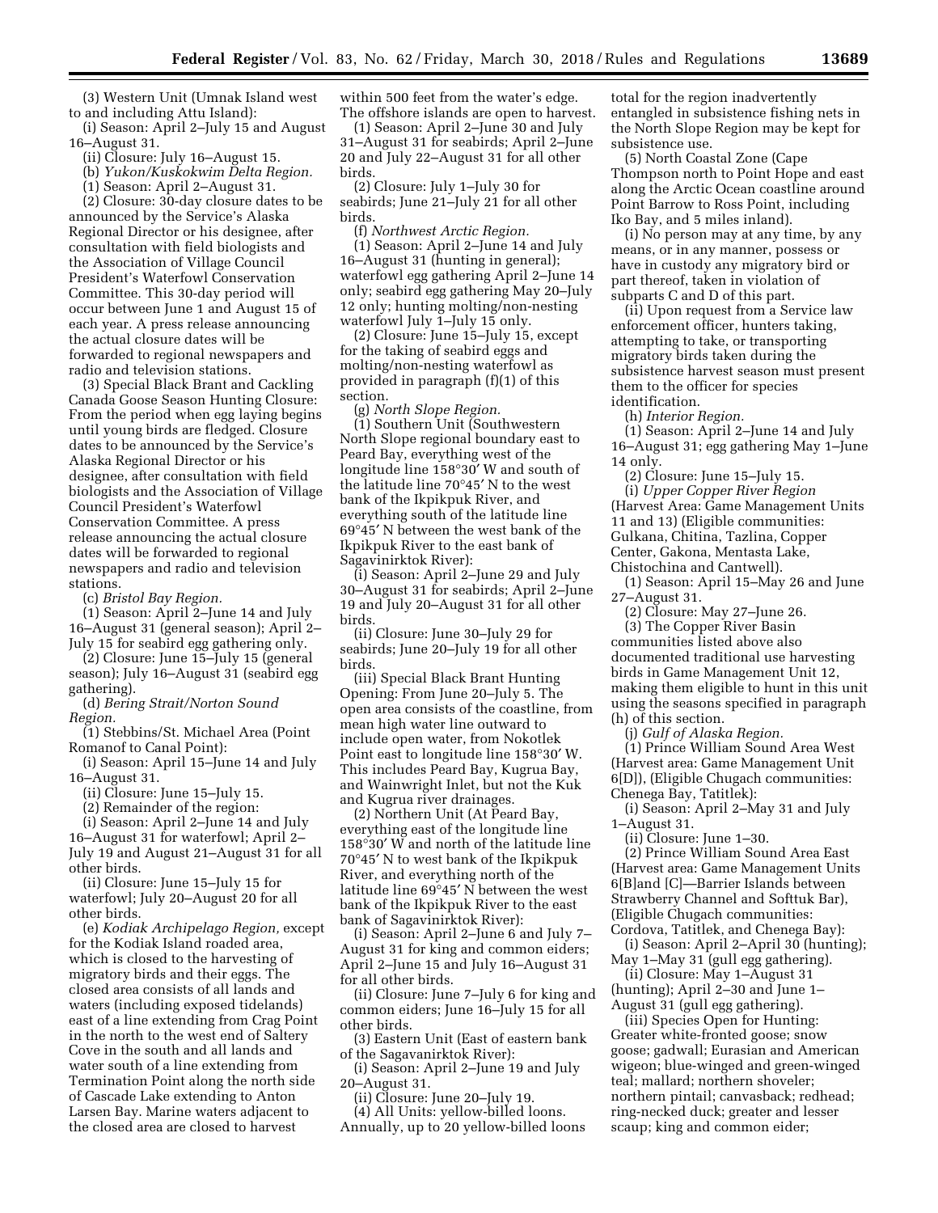(3) Western Unit (Umnak Island west to and including Attu Island):

(i) Season: April 2–July 15 and August 16–August 31.

(ii) Closure: July 16–August 15.

(b) *Yukon/Kuskokwim Delta Region.*

(1) Season: April 2–August 31.

(2) Closure: 30-day closure dates to be announced by the Service's Alaska Regional Director or his designee, after consultation with field biologists and the Association of Village Council President's Waterfowl Conservation Committee. This 30-day period will occur between June 1 and August 15 of each year. A press release announcing the actual closure dates will be forwarded to regional newspapers and radio and television stations.

(3) Special Black Brant and Cackling Canada Goose Season Hunting Closure: From the period when egg laying begins until young birds are fledged. Closure dates to be announced by the Service's Alaska Regional Director or his designee, after consultation with field biologists and the Association of Village Council President's Waterfowl Conservation Committee. A press release announcing the actual closure dates will be forwarded to regional newspapers and radio and television stations.

(c) *Bristol Bay Region.*

(1) Season: April 2–June 14 and July 16–August 31 (general season); April 2–July 15 for seabird egg gathering only.

(2) Closure: June 15–July 15 (general season); July 16–August 31 (seabird egg gathering).

(d) *Bering Strait/Norton Sound Region.*

(1) Stebbins/St. Michael Area (Point Romanof to Canal Point):

(i) Season: April 15–June 14 and July 16–August 31.

(ii) Closure: June 15–July 15.

(2) Remainder of the region:

(i) Season: April 2–June 14 and July 16–August 31 for waterfowl; April 2–July 19 and August 21–August 31 for all other birds.

(ii) Closure: June 15–July 15 for waterfowl; July 20–August 20 for all other birds.

(e) *Kodiak Archipelago Region,* except for the Kodiak Island roaded area, which is closed to the harvesting of migratory birds and their eggs. The closed area consists of all lands and waters (including exposed tidelands) east of a line extending from Crag Point in the north to the west end of Saltery Cove in the south and all lands and water south of a line extending from Termination Point along the north side of Cascade Lake extending to Anton Larsen Bay. Marine waters adjacent to the closed area are closed to harvest within 500 feet from the water's edge. The offshore islands are open to harvest.

(1) Season: April 2–June 30 and July 31–August 31 for seabirds; April 2–June 20 and July 22–August 31 for all other birds.

(2) Closure: July 1–July 30 for seabirds; June 21–July 21 for all other birds.

(f) *Northwest Arctic Region.*

(1) Season: April 2–June 14 and July 16–August 31 (hunting in general); waterfowl egg gathering April 2–June 14 only; seabird egg gathering May 20–July 12 only; hunting molting/non-nesting waterfowl July 1–July 15 only.

(2) Closure: June 15–July 15, except for the taking of seabird eggs and molting/non-nesting waterfowl as provided in paragraph (f)(1) of this section.

(g) *North Slope Region.*

(1) Southern Unit (Southwestern North Slope regional boundary east to Peard Bay, everything west of the longitude line 158°30′ W and south of the latitude line 70°45′ N to the west bank of the Ikpikpuk River, and everything south of the latitude line 69°45′ N between the west bank of the Ikpikpuk River to the east bank of Sagavinirktok River):

(i) Season: April 2–June 29 and July 30–August 31 for seabirds; April 2–June 19 and July 20–August 31 for all other birds.

(ii) Closure: June 30–July 29 for seabirds; June 20–July 19 for all other birds.

(iii) Special Black Brant Hunting Opening: From June 20–July 5. The open area consists of the coastline, from mean high water line outward to include open water, from Nokotlek Point east to longitude line 158°30′ W. This includes Peard Bay, Kugrua Bay, and Wainwright Inlet, but not the Kuk and Kugrua river drainages.

(2) Northern Unit (At Peard Bay, everything east of the longitude line 158°30′ W and north of the latitude line 70°45′ N to west bank of the Ikpikpuk River, and everything north of the latitude line 69°45′ N between the west bank of the Ikpikpuk River to the east bank of Sagavinirktok River):

(i) Season: April 2–June 6 and July 7–August 31 for king and common eiders; April 2–June 15 and July 16–August 31 for all other birds.

(ii) Closure: June 7–July 6 for king and common eiders; June 16–July 15 for all other birds.

(3) Eastern Unit (East of eastern bank of the Sagavanirktok River):

(i) Season: April 2–June 19 and July 20–August 31.

(ii) Closure: June 20–July 19.

(4) All Units: yellow-billed loons. Annually, up to 20 yellow-billed loons total for the region inadvertently entangled in subsistence fishing nets in the North Slope Region may be kept for subsistence use.

(5) North Coastal Zone (Cape Thompson north to Point Hope and east along the Arctic Ocean coastline around Point Barrow to Ross Point, including Iko Bay, and 5 miles inland).

(i) No person may at any time, by any means, or in any manner, possess or have in custody any migratory bird or part thereof, taken in violation of subparts C and D of this part.

(ii) Upon request from a Service law enforcement officer, hunters taking, attempting to take, or transporting migratory birds taken during the subsistence harvest season must present them to the officer for species identification.

(h) *Interior Region.*

(1) Season: April 2–June 14 and July 16–August 31; egg gathering May 1–June 14 only.

(2) Closure: June 15–July 15.

(i) *Upper Copper River Region* (Harvest Area: Game Management Units 11 and 13) (Eligible communities: Gulkana, Chitina, Tazlina, Copper Center, Gakona, Mentasta Lake, Chistochina and Cantwell).

(1) Season: April 15–May 26 and June 27–August 31.

(2) Closure: May 27–June 26.

(3) The Copper River Basin communities listed above also documented traditional use harvesting birds in Game Management Unit 12, making them eligible to hunt in this unit using the seasons specified in paragraph (h) of this section.

(j) *Gulf of Alaska Region.*

(1) Prince William Sound Area West (Harvest area: Game Management Unit 6[D]), (Eligible Chugach communities: Chenega Bay, Tatitlek):

(i) Season: April 2–May 31 and July 1–August 31.

(ii) Closure: June 1–30.

(2) Prince William Sound Area East (Harvest area: Game Management Units 6[B]and [C]—Barrier Islands between Strawberry Channel and Softtuk Bar), (Eligible Chugach communities: Cordova, Tatitlek, and Chenega Bay):

(i) Season: April 2–April 30 (hunting); May 1–May 31 (gull egg gathering).

(ii) Closure: May 1–August 31 (hunting); April 2–30 and June 1–August 31 (gull egg gathering).

(iii) Species Open for Hunting: Greater white-fronted goose; snow goose; gadwall; Eurasian and American wigeon; blue-winged and green-winged teal; mallard; northern shoveler; northern pintail; canvasback; redhead; ring-necked duck; greater and lesser scaup; king and common eider;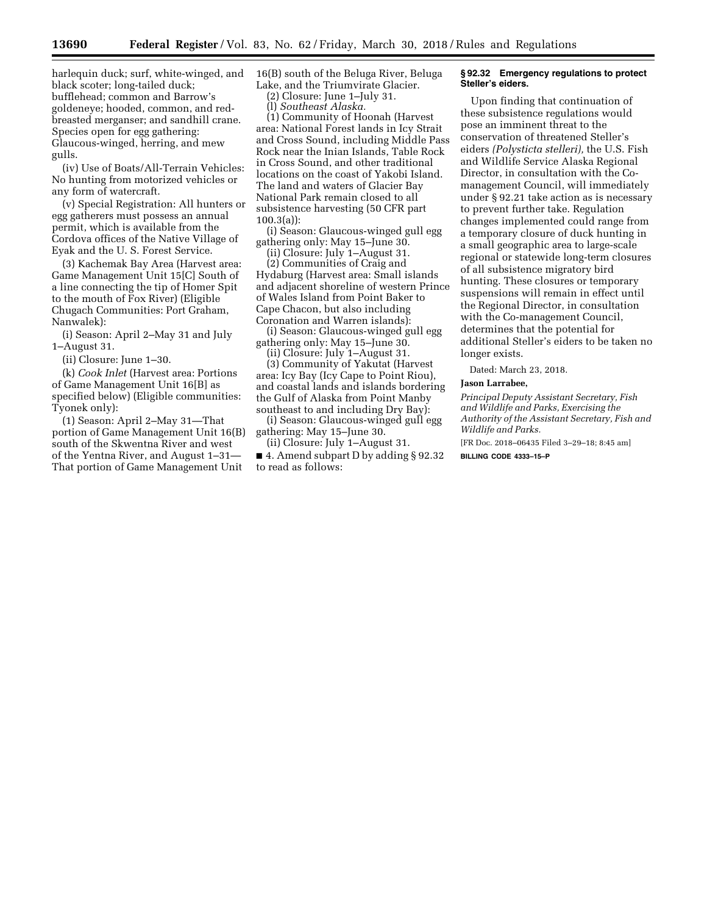harlequin duck; surf, white-winged, and black scoter; long-tailed duck; bufflehead; common and Barrow's goldeneye; hooded, common, and red-breasted merganser; and sandhill crane. Species open for egg gathering: Glaucous-winged, herring, and mew gulls.

(iv) Use of Boats/All-Terrain Vehicles: No hunting from motorized vehicles or any form of watercraft.

(v) Special Registration: All hunters or egg gatherers must possess an annual permit, which is available from the Cordova offices of the Native Village of Eyak and the U. S. Forest Service.

(3) Kachemak Bay Area (Harvest area: Game Management Unit 15[C] South of a line connecting the tip of Homer Spit to the mouth of Fox River) (Eligible Chugach Communities: Port Graham, Nanwalek):

(i) Season: April 2–May 31 and July 1–August 31.

(ii) Closure: June 1–30.

(k) *Cook Inlet* (Harvest area: Portions of Game Management Unit 16[B] as specified below) (Eligible communities: Tyonek only):

(1) Season: April 2–May 31—That portion of Game Management Unit 16(B) south of the Skwentna River and west of the Yentna River, and August 1–31—That portion of Game Management Unit 16(B) south of the Beluga River, Beluga Lake, and the Triumvirate Glacier.

(2) Closure: June 1–July 31.

(l) *Southeast Alaska.*

(1) Community of Hoonah (Harvest area: National Forest lands in Icy Strait and Cross Sound, including Middle Pass Rock near the Inian Islands, Table Rock in Cross Sound, and other traditional locations on the coast of Yakobi Island. The land and waters of Glacier Bay National Park remain closed to all subsistence harvesting (50 CFR part 100.3(a)):

(i) Season: Glaucous-winged gull egg gathering only: May 15–June 30.

(ii) Closure: July 1–August 31.

(2) Communities of Craig and Hydaburg (Harvest area: Small islands and adjacent shoreline of western Prince of Wales Island from Point Baker to Cape Chacon, but also including Coronation and Warren islands):

(i) Season: Glaucous-winged gull egg gathering only: May 15–June 30.

(ii) Closure: July 1–August 31.

(3) Community of Yakutat (Harvest area: Icy Bay (Icy Cape to Point Riou), and coastal lands and islands bordering the Gulf of Alaska from Point Manby southeast to and including Dry Bay):

(i) Season: Glaucous-winged gull egg gathering: May 15–June 30.

(ii) Closure: July 1–August 31.

■ 4. Amend subpart D by adding § 92.32 to read as follows:

**§ 92.32 Emergency regulations to protect Steller's eiders.**

Upon finding that continuation of these subsistence regulations would pose an imminent threat to the conservation of threatened Steller's eiders *(Polysticta stelleri),* the U.S. Fish and Wildlife Service Alaska Regional Director, in consultation with the Co-management Council, will immediately under § 92.21 take action as is necessary to prevent further take. Regulation changes implemented could range from a temporary closure of duck hunting in a small geographic area to large-scale regional or statewide long-term closures of all subsistence migratory bird hunting. These closures or temporary suspensions will remain in effect until the Regional Director, in consultation with the Co-management Council, determines that the potential for additional Steller's eiders to be taken no longer exists.

Dated: March 23, 2018.

**Jason Larrabee,**

*Principal Deputy Assistant Secretary, Fish and Wildlife and Parks, Exercising the Authority of the Assistant Secretary, Fish and Wildlife and Parks.*

[FR Doc. 2018–06435 Filed 3–29–18; 8:45 am]

**BILLING CODE 4333–15–P**